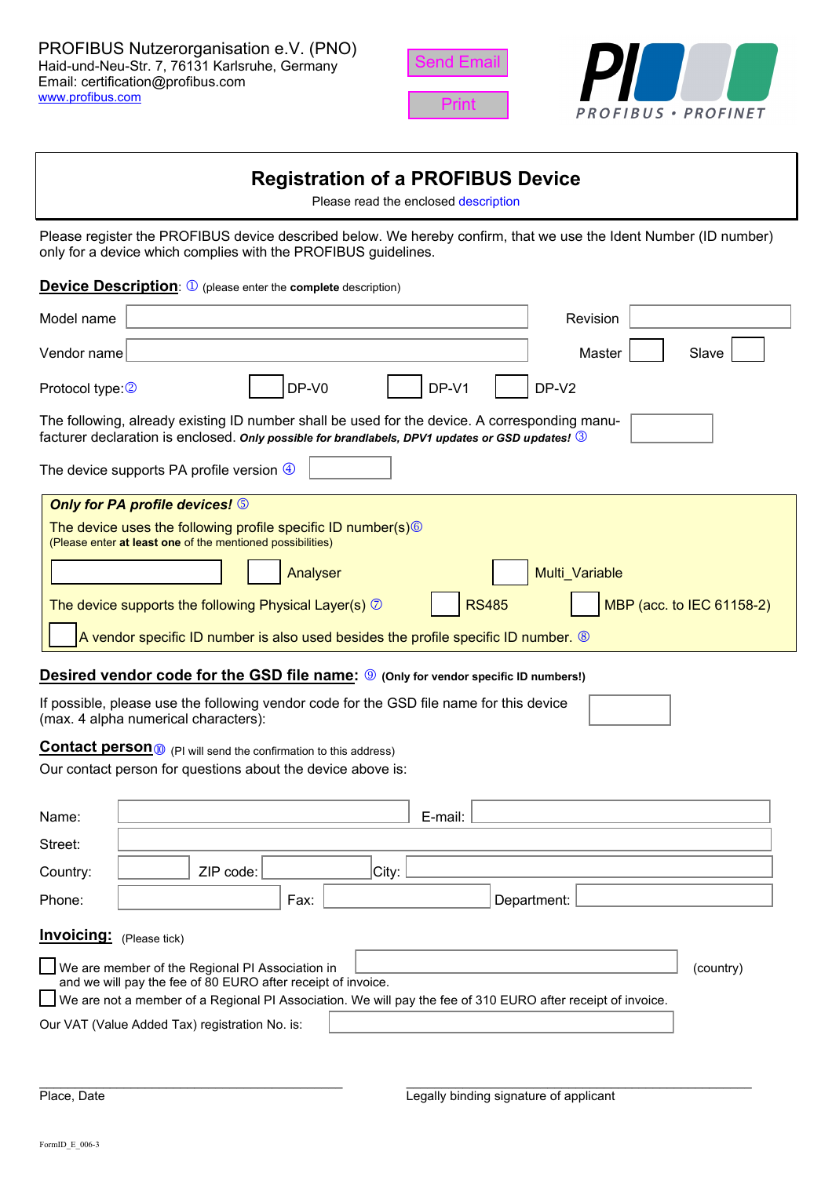PROFIBUS Nutzerorganisation e.V. (PNO)
Haid-und-Neu-Str. 7, 76131 Karlsruhe, Germany
Email: certification@profibus.com
www.profibus.com

Send Email

Print

PI PROFIBUS • PROFINET

# Registration of a PROFIBUS Device

Please read the enclosed description

Please register the PROFIBUS device described below. We hereby confirm, that we use the Ident Number (ID number) only for a device which complies with the PROFIBUS guidelines.

## Device Description: ① (please enter the **complete** description)

Model name ______ Revision ______

Vendor name ______ Master ☐ Slave ☐

Protocol type:② ☐ DP-V0 ☐ DP-V1 ☐ DP-V2

The following, already existing ID number shall be used for the device. A corresponding manufacturer declaration is enclosed. ***Only possible for brandlabels, DPV1 updates or GSD updates!*** ③ ______

The device supports PA profile version ④ ______

***Only for PA profile devices!*** ⑤

The device uses the following profile specific ID number(s)⑥
(Please enter **at least one** of the mentioned possibilities)

______ ☐ Analyser ☐ Multi_Variable

The device supports the following Physical Layer(s) ⑦ ☐ RS485 ☐ MBP (acc. to IEC 61158-2)

☐ A vendor specific ID number is also used besides the profile specific ID number. ⑧

## Desired vendor code for the GSD file name: ⑨ (Only for vendor specific ID numbers!)

If possible, please use the following vendor code for the GSD file name for this device (max. 4 alpha numerical characters): ______

## Contact person⑩ (PI will send the confirmation to this address)

Our contact person for questions about the device above is:

Name: ______ E-mail: ______

Street: ______

Country: ______ ZIP code: ______ City: ______

Phone: ______ Fax: ______ Department: ______

## Invoicing: (Please tick)

☐ We are member of the Regional PI Association in ______ (country) and we will pay the fee of 80 EURO after receipt of invoice.

☐ We are not a member of a Regional PI Association. We will pay the fee of 310 EURO after receipt of invoice.

Our VAT (Value Added Tax) registration No. is: ______

______
Place, Date

______
Legally binding signature of applicant

FormID_E_006-3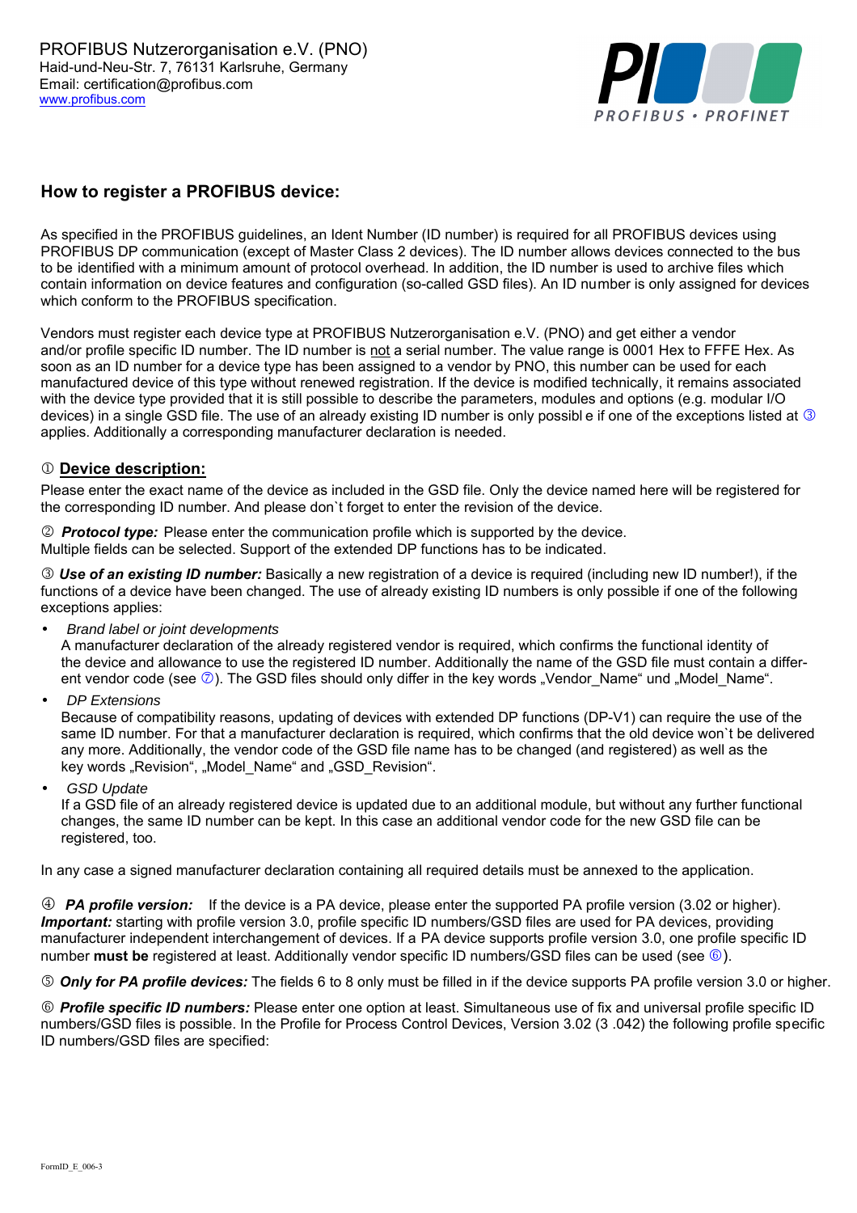PROFIBUS Nutzerorganisation e.V. (PNO)
Haid-und-Neu-Str. 7, 76131 Karlsruhe, Germany
Email: certification@profibus.com
www.profibus.com

## How to register a PROFIBUS device:

As specified in the PROFIBUS guidelines, an Ident Number (ID number) is required for all PROFIBUS devices using PROFIBUS DP communication (except of Master Class 2 devices). The ID number allows devices connected to the bus to be identified with a minimum amount of protocol overhead. In addition, the ID number is used to archive files which contain information on device features and configuration (so-called GSD files). An ID number is only assigned for devices which conform to the PROFIBUS specification.

Vendors must register each device type at PROFIBUS Nutzerorganisation e.V. (PNO) and get either a vendor and/or profile specific ID number. The ID number is not a serial number. The value range is 0001 Hex to FFFE Hex. As soon as an ID number for a device type has been assigned to a vendor by PNO, this number can be used for each manufactured device of this type without renewed registration. If the device is modified technically, it remains associated with the device type provided that it is still possible to describe the parameters, modules and options (e.g. modular I/O devices) in a single GSD file. The use of an already existing ID number is only possibl e if one of the exceptions listed at ③ applies. Additionally a corresponding manufacturer declaration is needed.

① **Device description:**

Please enter the exact name of the device as included in the GSD file. Only the device named here will be registered for the corresponding ID number. And please don`t forget to enter the revision of the device.

② ***Protocol type:*** Please enter the communication profile which is supported by the device.
Multiple fields can be selected. Support of the extended DP functions has to be indicated.

③ ***Use of an existing ID number:*** Basically a new registration of a device is required (including new ID number!), if the functions of a device have been changed. The use of already existing ID numbers is only possible if one of the following exceptions applies:

- *Brand label or joint developments*
  A manufacturer declaration of the already registered vendor is required, which confirms the functional identity of the device and allowance to use the registered ID number. Additionally the name of the GSD file must contain a different vendor code (see ⑦). The GSD files should only differ in the key words „Vendor_Name“ und „Model_Name“.
- *DP Extensions*
  Because of compatibility reasons, updating of devices with extended DP functions (DP-V1) can require the use of the same ID number. For that a manufacturer declaration is required, which confirms that the old device won`t be delivered any more. Additionally, the vendor code of the GSD file name has to be changed (and registered) as well as the key words „Revision“, „Model_Name“ and „GSD_Revision“.
- *GSD Update*
  If a GSD file of an already registered device is updated due to an additional module, but without any further functional changes, the same ID number can be kept. In this case an additional vendor code for the new GSD file can be registered, too.

In any case a signed manufacturer declaration containing all required details must be annexed to the application.

④ ***PA profile version:*** If the device is a PA device, please enter the supported PA profile version (3.02 or higher). ***Important:*** starting with profile version 3.0, profile specific ID numbers/GSD files are used for PA devices, providing manufacturer independent interchangement of devices. If a PA device supports profile version 3.0, one profile specific ID number **must be** registered at least. Additionally vendor specific ID numbers/GSD files can be used (see ⑥).

⑤ ***Only for PA profile devices:*** The fields 6 to 8 only must be filled in if the device supports PA profile version 3.0 or higher.

⑥ ***Profile specific ID numbers:*** Please enter one option at least. Simultaneous use of fix and universal profile specific ID numbers/GSD files is possible. In the Profile for Process Control Devices, Version 3.02 (3 .042) the following profile specific ID numbers/GSD files are specified:

FormID_E_006-3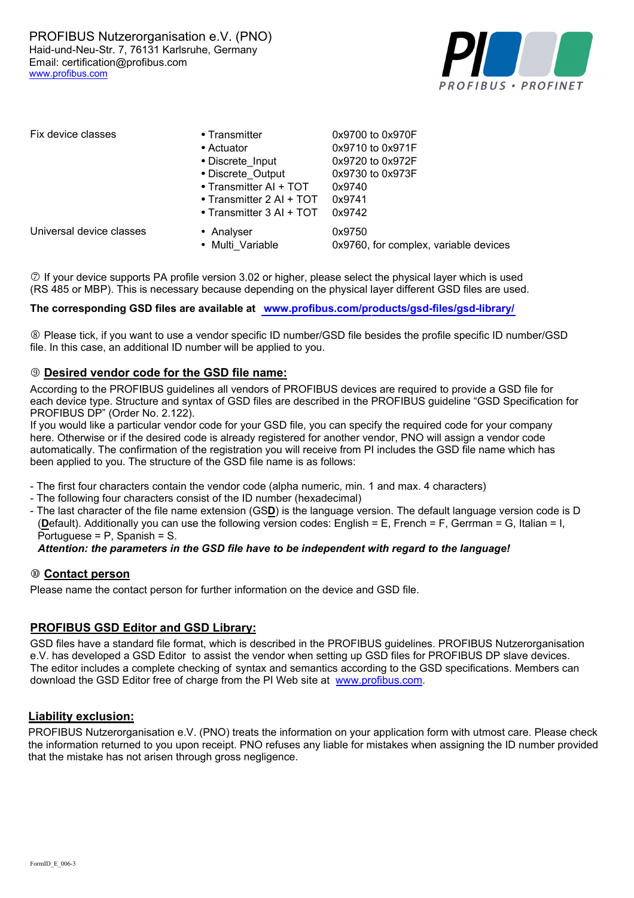PROFIBUS Nutzerorganisation e.V. (PNO)
Haid-und-Neu-Str. 7, 76131 Karlsruhe, Germany
Email: certification@profibus.com
www.profibus.com

| | | |
|---|---|---|
| Fix device classes | • Transmitter | 0x9700 to 0x970F |
| | • Actuator | 0x9710 to 0x971F |
| | • Discrete_Input | 0x9720 to 0x972F |
| | • Discrete_Output | 0x9730 to 0x973F |
| | • Transmitter AI + TOT | 0x9740 |
| | • Transmitter 2 AI + TOT | 0x9741 |
| | • Transmitter 3 AI + TOT | 0x9742 |
| Universal device classes | • Analyser | 0x9750 |
| | • Multi_Variable | 0x9760, for complex, variable devices |

⑦ If your device supports PA profile version 3.02 or higher, please select the physical layer which is used (RS 485 or MBP). This is necessary because depending on the physical layer different GSD files are used.

**The corresponding GSD files are available at www.profibus.com/products/gsd-files/gsd-library/**

⑧ Please tick, if you want to use a vendor specific ID number/GSD file besides the profile specific ID number/GSD file. In this case, an additional ID number will be applied to you.

## ⑨ Desired vendor code for the GSD file name:

According to the PROFIBUS guidelines all vendors of PROFIBUS devices are required to provide a GSD file for each device type. Structure and syntax of GSD files are described in the PROFIBUS guideline "GSD Specification for PROFIBUS DP" (Order No. 2.122).
If you would like a particular vendor code for your GSD file, you can specify the required code for your company here. Otherwise or if the desired code is already registered for another vendor, PNO will assign a vendor code automatically. The confirmation of the registration you will receive from PI includes the GSD file name which has been applied to you. The structure of the GSD file name is as follows:

- The first four characters contain the vendor code (alpha numeric, min. 1 and max. 4 characters)
- The following four characters consist of the ID number (hexadecimal)
- The last character of the file name extension (GS**D**) is the language version. The default language version code is D (**D**efault). Additionally you can use the following version codes: English = E, French = F, Gerrman = G, Italian = I, Portuguese = P, Spanish = S.
  ***Attention: the parameters in the GSD file have to be independent with regard to the language!***

## ⑩ Contact person

Please name the contact person for further information on the device and GSD file.

## PROFIBUS GSD Editor and GSD Library:

GSD files have a standard file format, which is described in the PROFIBUS guidelines. PROFIBUS Nutzerorganisation e.V. has developed a GSD Editor to assist the vendor when setting up GSD files for PROFIBUS DP slave devices. The editor includes a complete checking of syntax and semantics according to the GSD specifications. Members can download the GSD Editor free of charge from the PI Web site at www.profibus.com.

## Liability exclusion:

PROFIBUS Nutzerorganisation e.V. (PNO) treats the information on your application form with utmost care. Please check the information returned to you upon receipt. PNO refuses any liable for mistakes when assigning the ID number provided that the mistake has not arisen through gross negligence.

FormID_E_006-3